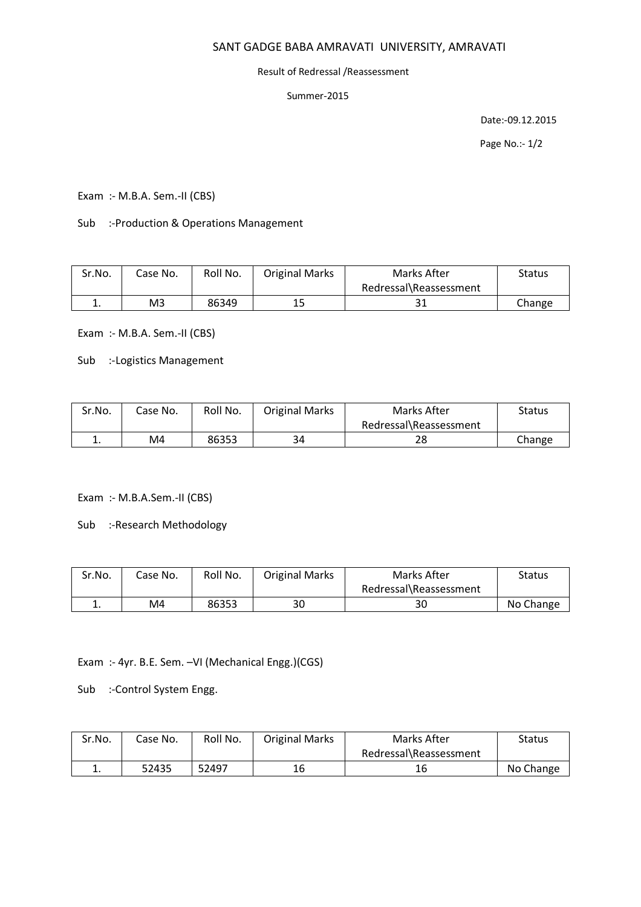# SANT GADGE BABA AMRAVATI UNIVERSITY, AMRAVATI

Result of Redressal /Reassessment

Summer-2015

Date:-09.12.2015

Exam :- M.B.A. Sem.-II (CBS)

Sub :-Production & Operations Management

| Sr.No. | Case No. | Roll No. | Original Marks | Marks After Redressal\Reassessment | Status |
|---|---|---|---|---|---|
| 1. | M3 | 86349 | 15 | 31 | Change |

Exam :- M.B.A. Sem.-II (CBS)

Sub :-Logistics Management

| Sr.No. | Case No. | Roll No. | Original Marks | Marks After Redressal\Reassessment | Status |
|---|---|---|---|---|---|
| 1. | M4 | 86353 | 34 | 28 | Change |

Exam :- M.B.A.Sem.-II (CBS)

Sub :-Research Methodology

| Sr.No. | Case No. | Roll No. | Original Marks | Marks After Redressal\Reassessment | Status |
|---|---|---|---|---|---|
| 1. | M4 | 86353 | 30 | 30 | No Change |

Exam :- 4yr. B.E. Sem. –VI (Mechanical Engg.)(CGS)

Sub :-Control System Engg.

| Sr.No. | Case No. | Roll No. | Original Marks | Marks After Redressal\Reassessment | Status |
|---|---|---|---|---|---|
| 1. | 52435 | 52497 | 16 | 16 | No Change |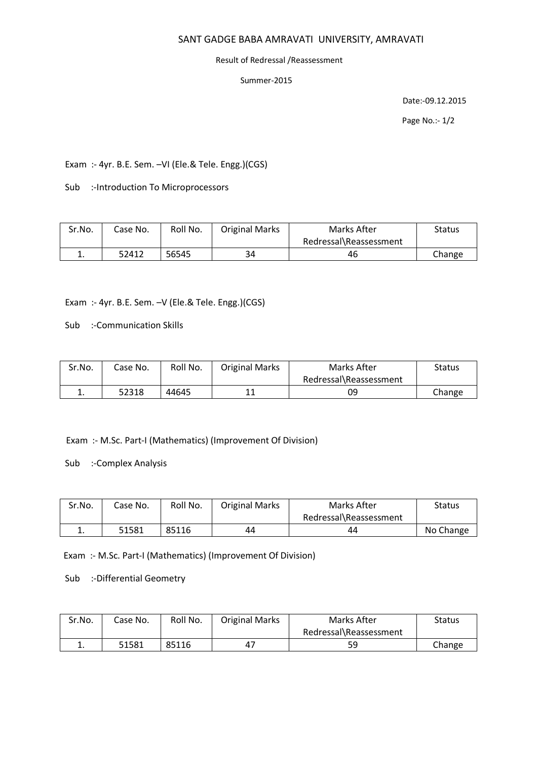# SANT GADGE BABA AMRAVATI UNIVERSITY, AMRAVATI

Result of Redressal /Reassessment

Summer-2015

Date:-09.12.2015

Exam :- 4yr. B.E. Sem. –VI (Ele.& Tele. Engg.)(CGS)

Sub :-Introduction To Microprocessors

| Sr.No. | Case No. | Roll No. | Original Marks | Marks After Redressal\Reassessment | Status |
|---|---|---|---|---|---|
| 1. | 52412 | 56545 | 34 | 46 | Change |

Exam :- 4yr. B.E. Sem. –V (Ele.& Tele. Engg.)(CGS)

Sub :-Communication Skills

| Sr.No. | Case No. | Roll No. | Original Marks | Marks After Redressal\Reassessment | Status |
|---|---|---|---|---|---|
| 1. | 52318 | 44645 | 11 | 09 | Change |

Exam :- M.Sc. Part-I (Mathematics) (Improvement Of Division)

Sub :-Complex Analysis

| Sr.No. | Case No. | Roll No. | Original Marks | Marks After Redressal\Reassessment | Status |
|---|---|---|---|---|---|
| 1. | 51581 | 85116 | 44 | 44 | No Change |

Exam :- M.Sc. Part-I (Mathematics) (Improvement Of Division)

Sub :-Differential Geometry

| Sr.No. | Case No. | Roll No. | Original Marks | Marks After Redressal\Reassessment | Status |
|---|---|---|---|---|---|
| 1. | 51581 | 85116 | 47 | 59 | Change |